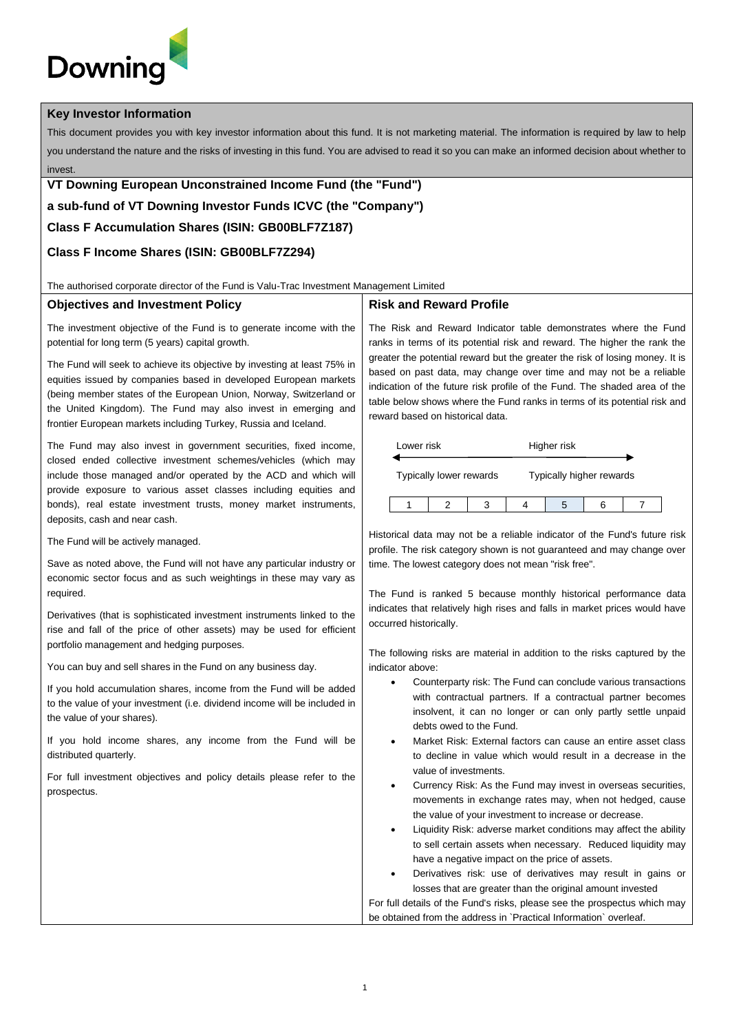Downing

## Key Investor Information

This document provides you with key investor information about this fund. It is not marketing material. The information is required by law to help you understand the nature and the risks of investing in this fund. You are advised to read it so you can make an informed decision about whether to invest.

**VT Downing European Unconstrained Income Fund (the "Fund")**

**a sub-fund of VT Downing Investor Funds ICVC (the "Company")**

**Class F Accumulation Shares (ISIN: GB00BLF7Z187)**

**Class F Income Shares (ISIN: GB00BLF7Z294)**

The authorised corporate director of the Fund is Valu-Trac Investment Management Limited

### Objectives and Investment Policy

The investment objective of the Fund is to generate income with the potential for long term (5 years) capital growth.

The Fund will seek to achieve its objective by investing at least 75% in equities issued by companies based in developed European markets (being member states of the European Union, Norway, Switzerland or the United Kingdom). The Fund may also invest in emerging and frontier European markets including Turkey, Russia and Iceland.

The Fund may also invest in government securities, fixed income, closed ended collective investment schemes/vehicles (which may include those managed and/or operated by the ACD and which will provide exposure to various asset classes including equities and bonds), real estate investment trusts, money market instruments, deposits, cash and near cash.

The Fund will be actively managed.

Save as noted above, the Fund will not have any particular industry or economic sector focus and as such weightings in these may vary as required.

Derivatives (that is sophisticated investment instruments linked to the rise and fall of the price of other assets) may be used for efficient portfolio management and hedging purposes.

You can buy and sell shares in the Fund on any business day.

If you hold accumulation shares, income from the Fund will be added to the value of your investment (i.e. dividend income will be included in the value of your shares).

If you hold income shares, any income from the Fund will be distributed quarterly.

For full investment objectives and policy details please refer to the prospectus.

### Risk and Reward Profile

The Risk and Reward Indicator table demonstrates where the Fund ranks in terms of its potential risk and reward. The higher the rank the greater the potential reward but the greater the risk of losing money. It is based on past data, may change over time and may not be a reliable indication of the future risk profile of the Fund. The shaded area of the table below shows where the Fund ranks in terms of its potential risk and reward based on historical data.

Lower risk ← → Higher risk

Typically lower rewards — Typically higher rewards

| 1 | 2 | 3 | 4 | **5** | 6 | 7 |
|---|---|---|---|---|---|---|

Historical data may not be a reliable indicator of the Fund's future risk profile. The risk category shown is not guaranteed and may change over time. The lowest category does not mean "risk free".

The Fund is ranked 5 because monthly historical performance data indicates that relatively high rises and falls in market prices would have occurred historically.

The following risks are material in addition to the risks captured by the indicator above:

- Counterparty risk: The Fund can conclude various transactions with contractual partners. If a contractual partner becomes insolvent, it can no longer or can only partly settle unpaid debts owed to the Fund.
- Market Risk: External factors can cause an entire asset class to decline in value which would result in a decrease in the value of investments.
- Currency Risk: As the Fund may invest in overseas securities, movements in exchange rates may, when not hedged, cause the value of your investment to increase or decrease.
- Liquidity Risk: adverse market conditions may affect the ability to sell certain assets when necessary. Reduced liquidity may have a negative impact on the price of assets.
- Derivatives risk: use of derivatives may result in gains or losses that are greater than the original amount invested

For full details of the Fund's risks, please see the prospectus which may be obtained from the address in `Practical Information` overleaf.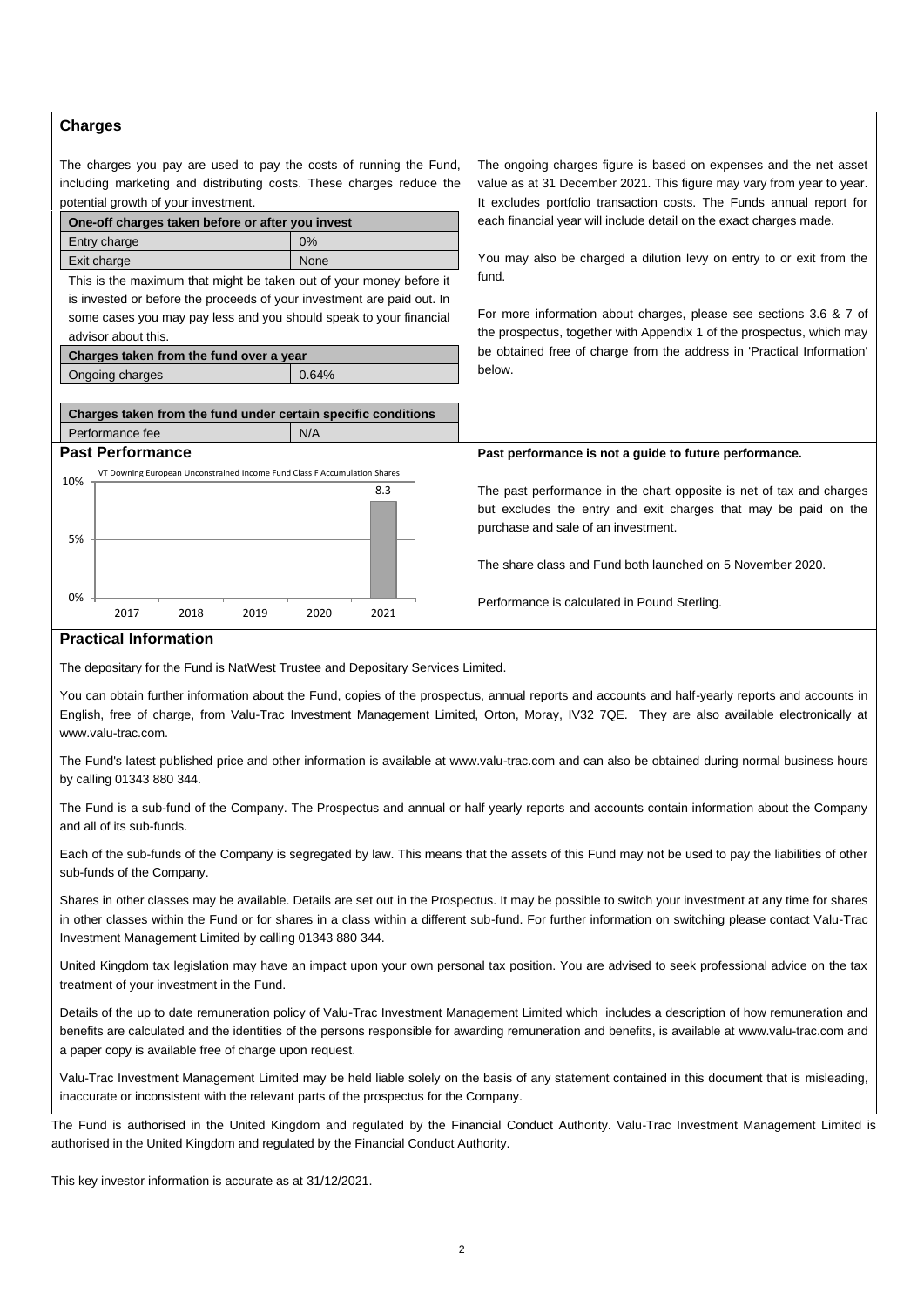## Charges

The charges you pay are used to pay the costs of running the Fund, including marketing and distributing costs. These charges reduce the potential growth of your investment.

| One-off charges taken before or after you invest | |
|---|---|
| Entry charge | 0% |
| Exit charge | None |

This is the maximum that might be taken out of your money before it is invested or before the proceeds of your investment are paid out. In some cases you may pay less and you should speak to your financial advisor about this.

| Charges taken from the fund over a year | |
|---|---|
| Ongoing charges | 0.64% |

| Charges taken from the fund under certain specific conditions | |
|---|---|
| Performance fee | N/A |

The ongoing charges figure is based on expenses and the net asset value as at 31 December 2021. This figure may vary from year to year. It excludes portfolio transaction costs. The Funds annual report for each financial year will include detail on the exact charges made.

You may also be charged a dilution levy on entry to or exit from the fund.

For more information about charges, please see sections 3.6 & 7 of the prospectus, together with Appendix 1 of the prospectus, which may be obtained free of charge from the address in 'Practical Information' below.

## Past Performance

VT Downing European Unconstrained Income Fund Class F Accumulation Shares

10%

5%

0%

2017 2018 2019 2020 2021

8.3

**Past performance is not a guide to future performance.**

The past performance in the chart opposite is net of tax and charges but excludes the entry and exit charges that may be paid on the purchase and sale of an investment.

The share class and Fund both launched on 5 November 2020.

Performance is calculated in Pound Sterling.

## Practical Information

The depositary for the Fund is NatWest Trustee and Depositary Services Limited.

You can obtain further information about the Fund, copies of the prospectus, annual reports and accounts and half-yearly reports and accounts in English, free of charge, from Valu-Trac Investment Management Limited, Orton, Moray, IV32 7QE. They are also available electronically at www.valu-trac.com.

The Fund's latest published price and other information is available at www.valu-trac.com and can also be obtained during normal business hours by calling 01343 880 344.

The Fund is a sub-fund of the Company. The Prospectus and annual or half yearly reports and accounts contain information about the Company and all of its sub-funds.

Each of the sub-funds of the Company is segregated by law. This means that the assets of this Fund may not be used to pay the liabilities of other sub-funds of the Company.

Shares in other classes may be available. Details are set out in the Prospectus. It may be possible to switch your investment at any time for shares in other classes within the Fund or for shares in a class within a different sub-fund. For further information on switching please contact Valu-Trac Investment Management Limited by calling 01343 880 344.

United Kingdom tax legislation may have an impact upon your own personal tax position. You are advised to seek professional advice on the tax treatment of your investment in the Fund.

Details of the up to date remuneration policy of Valu-Trac Investment Management Limited which includes a description of how remuneration and benefits are calculated and the identities of the persons responsible for awarding remuneration and benefits, is available at www.valu-trac.com and a paper copy is available free of charge upon request.

Valu-Trac Investment Management Limited may be held liable solely on the basis of any statement contained in this document that is misleading, inaccurate or inconsistent with the relevant parts of the prospectus for the Company.

The Fund is authorised in the United Kingdom and regulated by the Financial Conduct Authority. Valu-Trac Investment Management Limited is authorised in the United Kingdom and regulated by the Financial Conduct Authority.

This key investor information is accurate as at 31/12/2021.